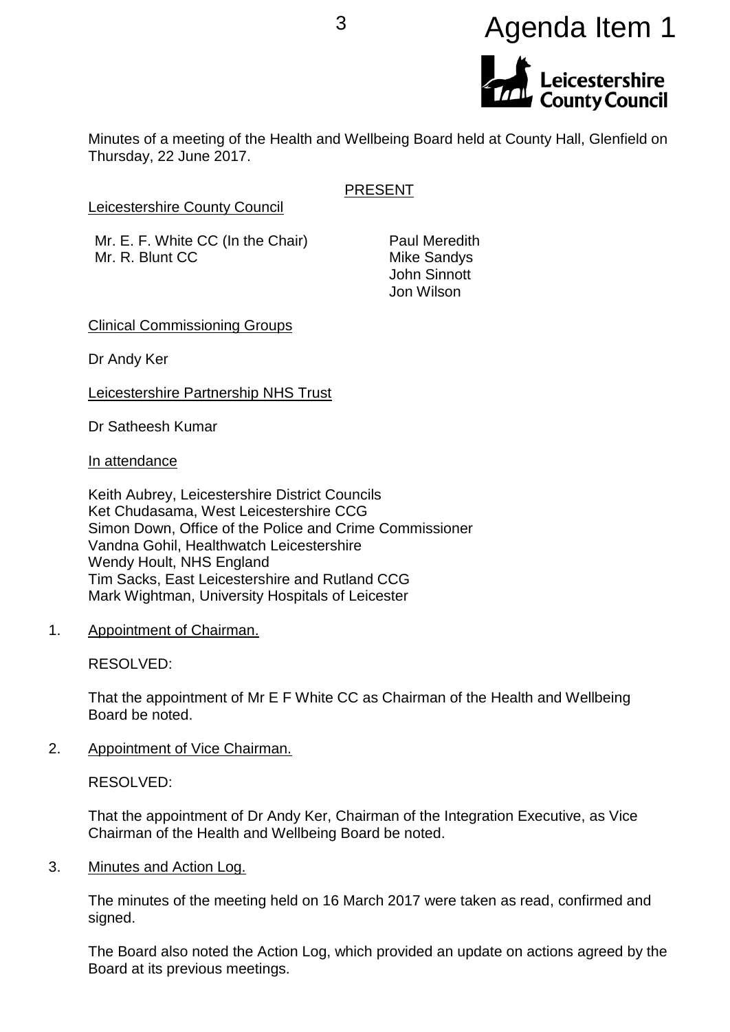# Agenda Item 1

Leicestershire County Council

Minutes of a meeting of the Health and Wellbeing Board held at County Hall, Glenfield on Thursday, 22 June 2017.

## PRESENT

Leicestershire County Council

Mr. E. F. White CC (In the Chair)
Mr. R. Blunt CC
Paul Meredith
Mike Sandys
John Sinnott
Jon Wilson

Clinical Commissioning Groups

Dr Andy Ker

Leicestershire Partnership NHS Trust

Dr Satheesh Kumar

In attendance

Keith Aubrey, Leicestershire District Councils
Ket Chudasama, West Leicestershire CCG
Simon Down, Office of the Police and Crime Commissioner
Vandna Gohil, Healthwatch Leicestershire
Wendy Hoult, NHS England
Tim Sacks, East Leicestershire and Rutland CCG
Mark Wightman, University Hospitals of Leicester

### 1. Appointment of Chairman.

RESOLVED:

That the appointment of Mr E F White CC as Chairman of the Health and Wellbeing Board be noted.

### 2. Appointment of Vice Chairman.

RESOLVED:

That the appointment of Dr Andy Ker, Chairman of the Integration Executive, as Vice Chairman of the Health and Wellbeing Board be noted.

### 3. Minutes and Action Log.

The minutes of the meeting held on 16 March 2017 were taken as read, confirmed and signed.

The Board also noted the Action Log, which provided an update on actions agreed by the Board at its previous meetings.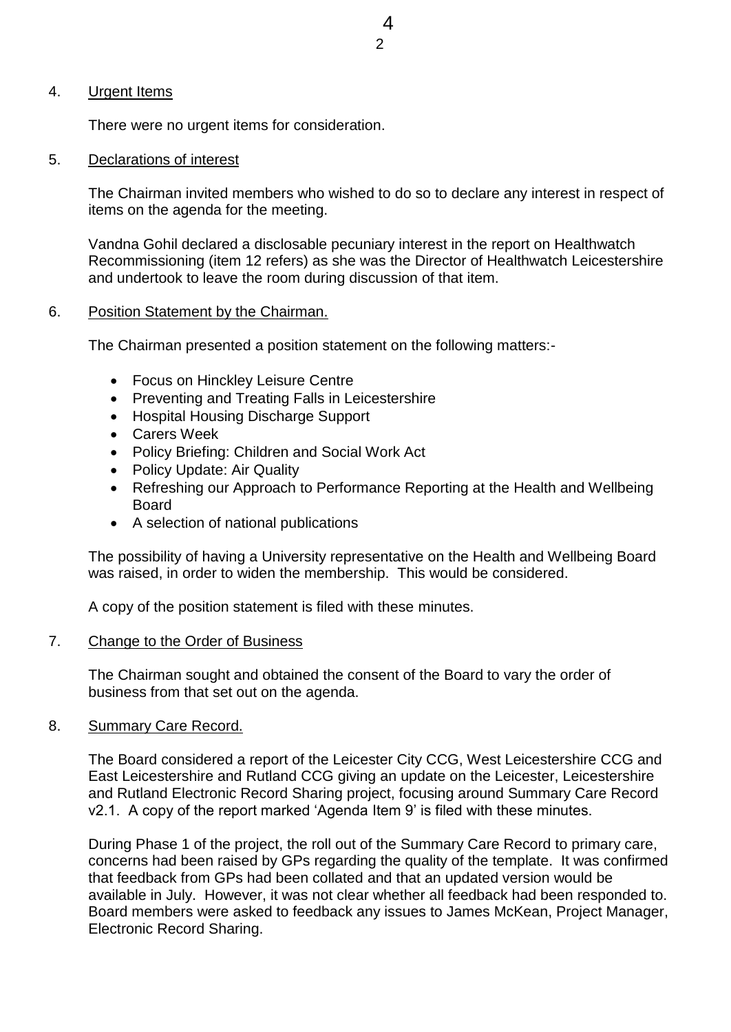4. Urgent Items

There were no urgent items for consideration.

5. Declarations of interest

The Chairman invited members who wished to do so to declare any interest in respect of items on the agenda for the meeting.

Vandna Gohil declared a disclosable pecuniary interest in the report on Healthwatch Recommissioning (item 12 refers) as she was the Director of Healthwatch Leicestershire and undertook to leave the room during discussion of that item.

6. Position Statement by the Chairman.

The Chairman presented a position statement on the following matters:-

- Focus on Hinckley Leisure Centre
- Preventing and Treating Falls in Leicestershire
- Hospital Housing Discharge Support
- Carers Week
- Policy Briefing: Children and Social Work Act
- Policy Update: Air Quality
- Refreshing our Approach to Performance Reporting at the Health and Wellbeing Board
- A selection of national publications

The possibility of having a University representative on the Health and Wellbeing Board was raised, in order to widen the membership. This would be considered.

A copy of the position statement is filed with these minutes.

7. Change to the Order of Business

The Chairman sought and obtained the consent of the Board to vary the order of business from that set out on the agenda.

8. Summary Care Record.

The Board considered a report of the Leicester City CCG, West Leicestershire CCG and East Leicestershire and Rutland CCG giving an update on the Leicester, Leicestershire and Rutland Electronic Record Sharing project, focusing around Summary Care Record v2.1. A copy of the report marked 'Agenda Item 9' is filed with these minutes.

During Phase 1 of the project, the roll out of the Summary Care Record to primary care, concerns had been raised by GPs regarding the quality of the template. It was confirmed that feedback from GPs had been collated and that an updated version would be available in July. However, it was not clear whether all feedback had been responded to. Board members were asked to feedback any issues to James McKean, Project Manager, Electronic Record Sharing.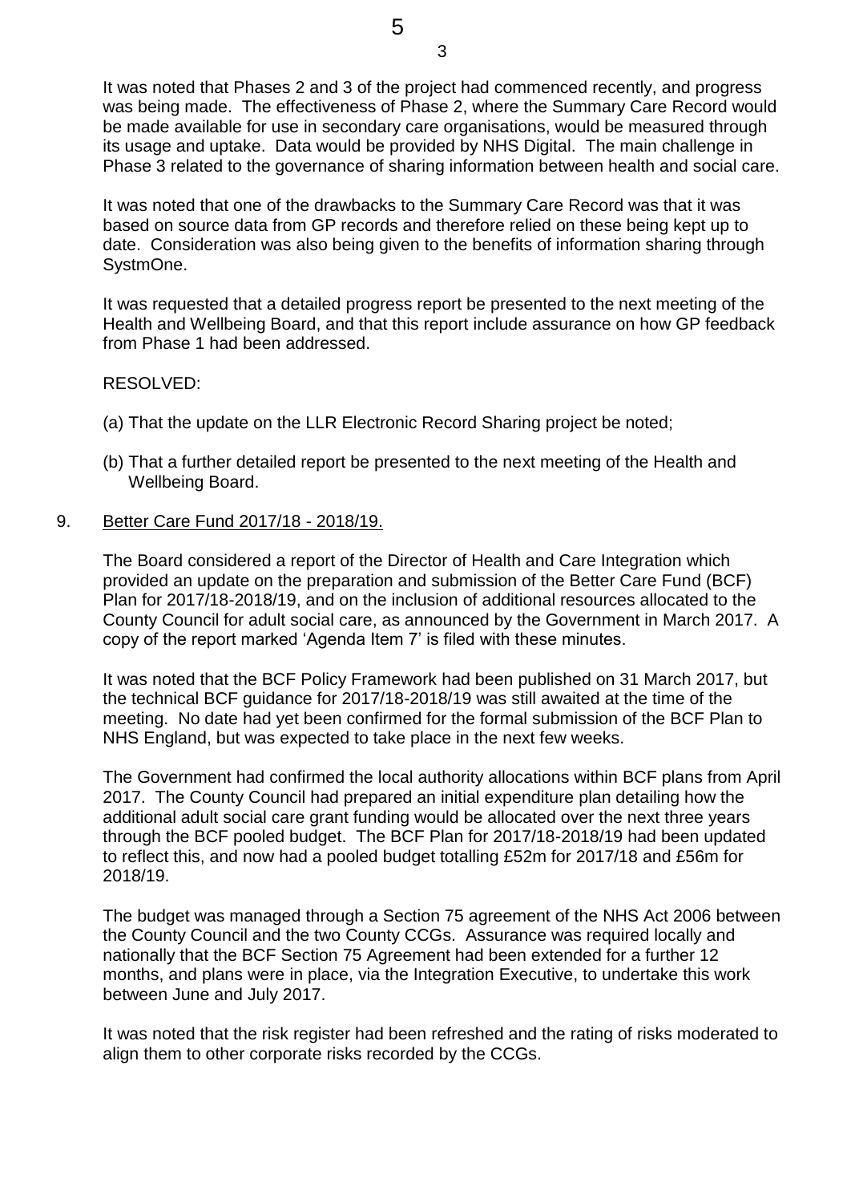It was noted that Phases 2 and 3 of the project had commenced recently, and progress was being made. The effectiveness of Phase 2, where the Summary Care Record would be made available for use in secondary care organisations, would be measured through its usage and uptake. Data would be provided by NHS Digital. The main challenge in Phase 3 related to the governance of sharing information between health and social care.

It was noted that one of the drawbacks to the Summary Care Record was that it was based on source data from GP records and therefore relied on these being kept up to date. Consideration was also being given to the benefits of information sharing through SystmOne.

It was requested that a detailed progress report be presented to the next meeting of the Health and Wellbeing Board, and that this report include assurance on how GP feedback from Phase 1 had been addressed.

RESOLVED:

(a) That the update on the LLR Electronic Record Sharing project be noted;

(b) That a further detailed report be presented to the next meeting of the Health and Wellbeing Board.

## 9. Better Care Fund 2017/18 - 2018/19.

The Board considered a report of the Director of Health and Care Integration which provided an update on the preparation and submission of the Better Care Fund (BCF) Plan for 2017/18-2018/19, and on the inclusion of additional resources allocated to the County Council for adult social care, as announced by the Government in March 2017. A copy of the report marked 'Agenda Item 7' is filed with these minutes.

It was noted that the BCF Policy Framework had been published on 31 March 2017, but the technical BCF guidance for 2017/18-2018/19 was still awaited at the time of the meeting. No date had yet been confirmed for the formal submission of the BCF Plan to NHS England, but was expected to take place in the next few weeks.

The Government had confirmed the local authority allocations within BCF plans from April 2017. The County Council had prepared an initial expenditure plan detailing how the additional adult social care grant funding would be allocated over the next three years through the BCF pooled budget. The BCF Plan for 2017/18-2018/19 had been updated to reflect this, and now had a pooled budget totalling £52m for 2017/18 and £56m for 2018/19.

The budget was managed through a Section 75 agreement of the NHS Act 2006 between the County Council and the two County CCGs. Assurance was required locally and nationally that the BCF Section 75 Agreement had been extended for a further 12 months, and plans were in place, via the Integration Executive, to undertake this work between June and July 2017.

It was noted that the risk register had been refreshed and the rating of risks moderated to align them to other corporate risks recorded by the CCGs.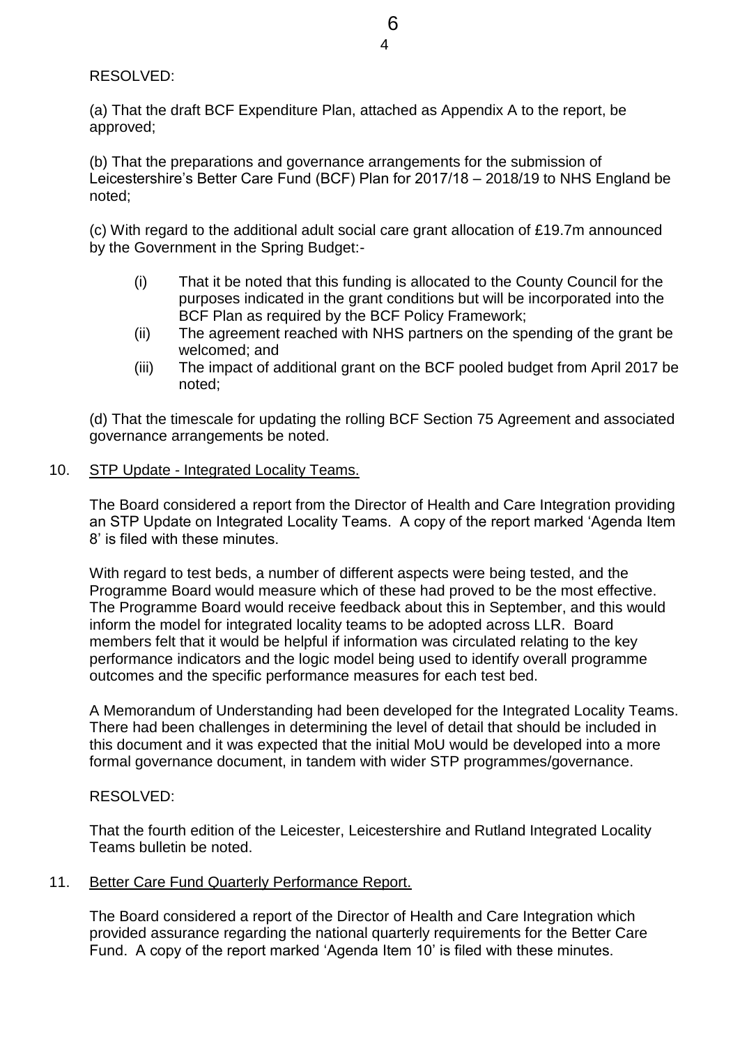RESOLVED:

(a) That the draft BCF Expenditure Plan, attached as Appendix A to the report, be approved;

(b) That the preparations and governance arrangements for the submission of Leicestershire's Better Care Fund (BCF) Plan for 2017/18 – 2018/19 to NHS England be noted;

(c) With regard to the additional adult social care grant allocation of £19.7m announced by the Government in the Spring Budget:-

- (i) That it be noted that this funding is allocated to the County Council for the purposes indicated in the grant conditions but will be incorporated into the BCF Plan as required by the BCF Policy Framework;
- (ii) The agreement reached with NHS partners on the spending of the grant be welcomed; and
- (iii) The impact of additional grant on the BCF pooled budget from April 2017 be noted;

(d) That the timescale for updating the rolling BCF Section 75 Agreement and associated governance arrangements be noted.

10. <u>STP Update - Integrated Locality Teams.</u>

The Board considered a report from the Director of Health and Care Integration providing an STP Update on Integrated Locality Teams. A copy of the report marked 'Agenda Item 8' is filed with these minutes.

With regard to test beds, a number of different aspects were being tested, and the Programme Board would measure which of these had proved to be the most effective. The Programme Board would receive feedback about this in September, and this would inform the model for integrated locality teams to be adopted across LLR. Board members felt that it would be helpful if information was circulated relating to the key performance indicators and the logic model being used to identify overall programme outcomes and the specific performance measures for each test bed.

A Memorandum of Understanding had been developed for the Integrated Locality Teams. There had been challenges in determining the level of detail that should be included in this document and it was expected that the initial MoU would be developed into a more formal governance document, in tandem with wider STP programmes/governance.

RESOLVED:

That the fourth edition of the Leicester, Leicestershire and Rutland Integrated Locality Teams bulletin be noted.

11. <u>Better Care Fund Quarterly Performance Report.</u>

The Board considered a report of the Director of Health and Care Integration which provided assurance regarding the national quarterly requirements for the Better Care Fund. A copy of the report marked 'Agenda Item 10' is filed with these minutes.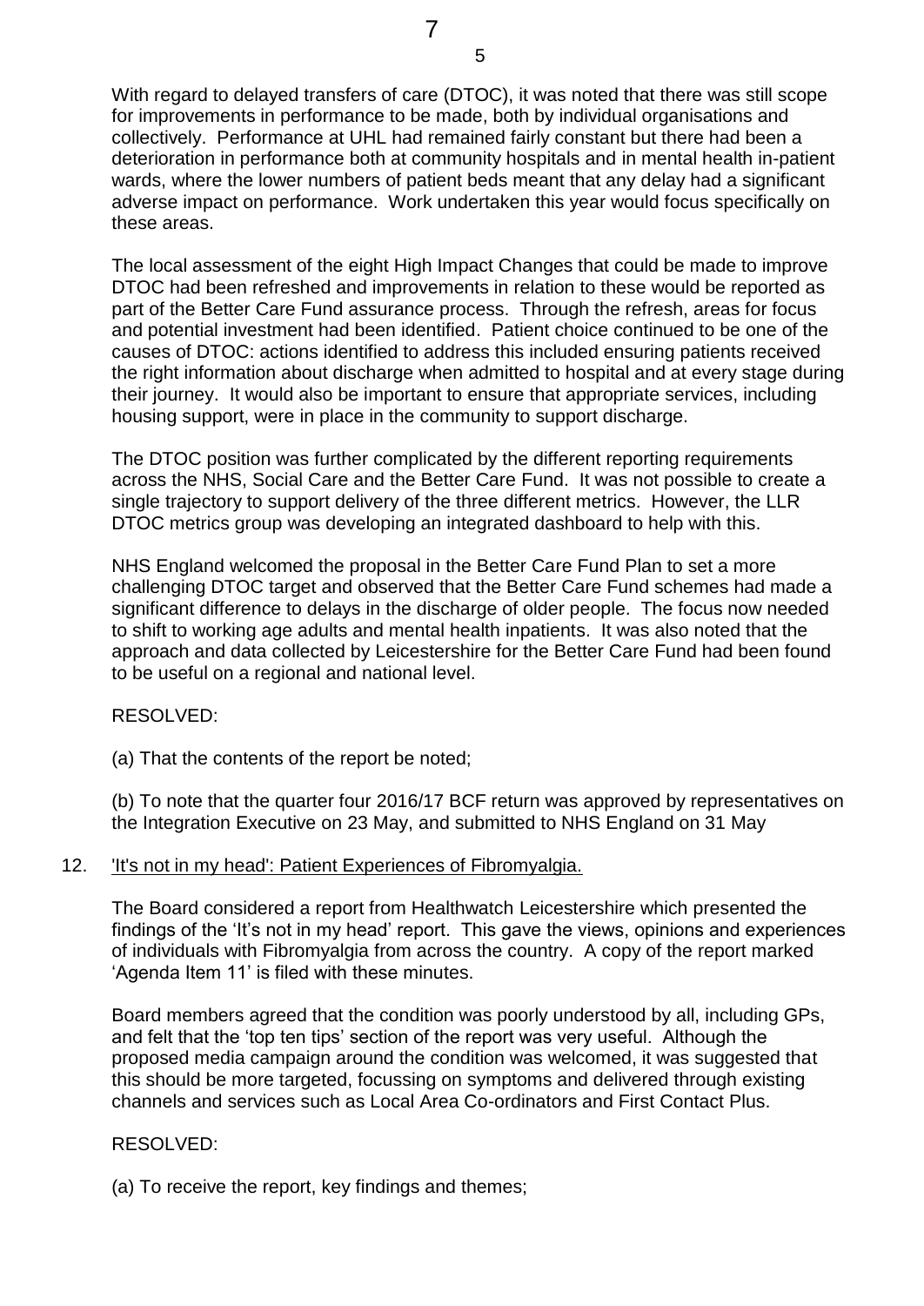With regard to delayed transfers of care (DTOC), it was noted that there was still scope for improvements in performance to be made, both by individual organisations and collectively. Performance at UHL had remained fairly constant but there had been a deterioration in performance both at community hospitals and in mental health in-patient wards, where the lower numbers of patient beds meant that any delay had a significant adverse impact on performance. Work undertaken this year would focus specifically on these areas.

The local assessment of the eight High Impact Changes that could be made to improve DTOC had been refreshed and improvements in relation to these would be reported as part of the Better Care Fund assurance process. Through the refresh, areas for focus and potential investment had been identified. Patient choice continued to be one of the causes of DTOC: actions identified to address this included ensuring patients received the right information about discharge when admitted to hospital and at every stage during their journey. It would also be important to ensure that appropriate services, including housing support, were in place in the community to support discharge.

The DTOC position was further complicated by the different reporting requirements across the NHS, Social Care and the Better Care Fund. It was not possible to create a single trajectory to support delivery of the three different metrics. However, the LLR DTOC metrics group was developing an integrated dashboard to help with this.

NHS England welcomed the proposal in the Better Care Fund Plan to set a more challenging DTOC target and observed that the Better Care Fund schemes had made a significant difference to delays in the discharge of older people. The focus now needed to shift to working age adults and mental health inpatients. It was also noted that the approach and data collected by Leicestershire for the Better Care Fund had been found to be useful on a regional and national level.

RESOLVED:

(a) That the contents of the report be noted;

(b) To note that the quarter four 2016/17 BCF return was approved by representatives on the Integration Executive on 23 May, and submitted to NHS England on 31 May

## 12. 'It's not in my head': Patient Experiences of Fibromyalgia.

The Board considered a report from Healthwatch Leicestershire which presented the findings of the 'It's not in my head' report. This gave the views, opinions and experiences of individuals with Fibromyalgia from across the country. A copy of the report marked 'Agenda Item 11' is filed with these minutes.

Board members agreed that the condition was poorly understood by all, including GPs, and felt that the 'top ten tips' section of the report was very useful. Although the proposed media campaign around the condition was welcomed, it was suggested that this should be more targeted, focussing on symptoms and delivered through existing channels and services such as Local Area Co-ordinators and First Contact Plus.

RESOLVED:

(a) To receive the report, key findings and themes;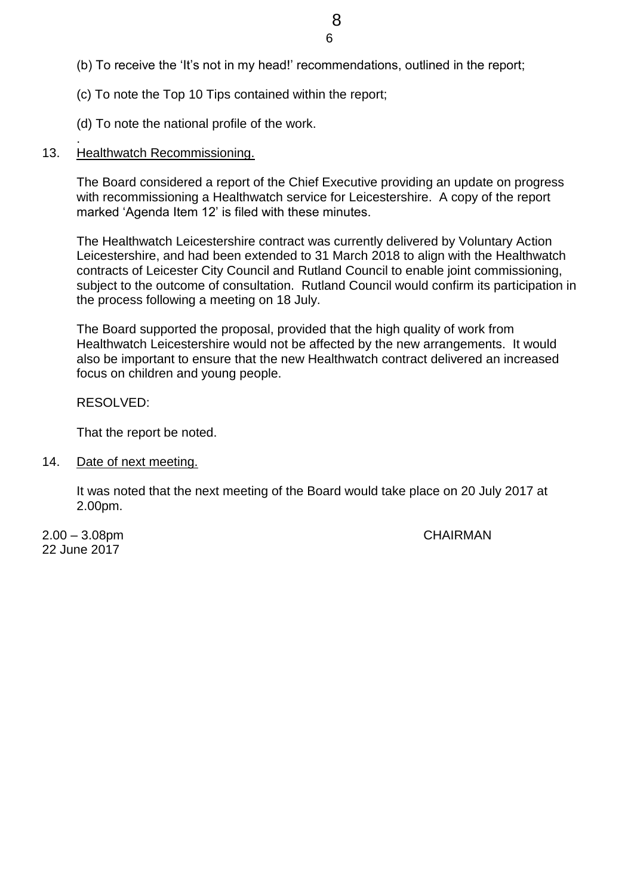(b) To receive the 'It's not in my head!' recommendations, outlined in the report;

(c) To note the Top 10 Tips contained within the report;

(d) To note the national profile of the work.

13. Healthwatch Recommissioning.

The Board considered a report of the Chief Executive providing an update on progress with recommissioning a Healthwatch service for Leicestershire. A copy of the report marked 'Agenda Item 12' is filed with these minutes.

The Healthwatch Leicestershire contract was currently delivered by Voluntary Action Leicestershire, and had been extended to 31 March 2018 to align with the Healthwatch contracts of Leicester City Council and Rutland Council to enable joint commissioning, subject to the outcome of consultation. Rutland Council would confirm its participation in the process following a meeting on 18 July.

The Board supported the proposal, provided that the high quality of work from Healthwatch Leicestershire would not be affected by the new arrangements. It would also be important to ensure that the new Healthwatch contract delivered an increased focus on children and young people.

RESOLVED:

That the report be noted.

14. Date of next meeting.

It was noted that the next meeting of the Board would take place on 20 July 2017 at 2.00pm.

2.00 – 3.08pm

22 June 2017

CHAIRMAN